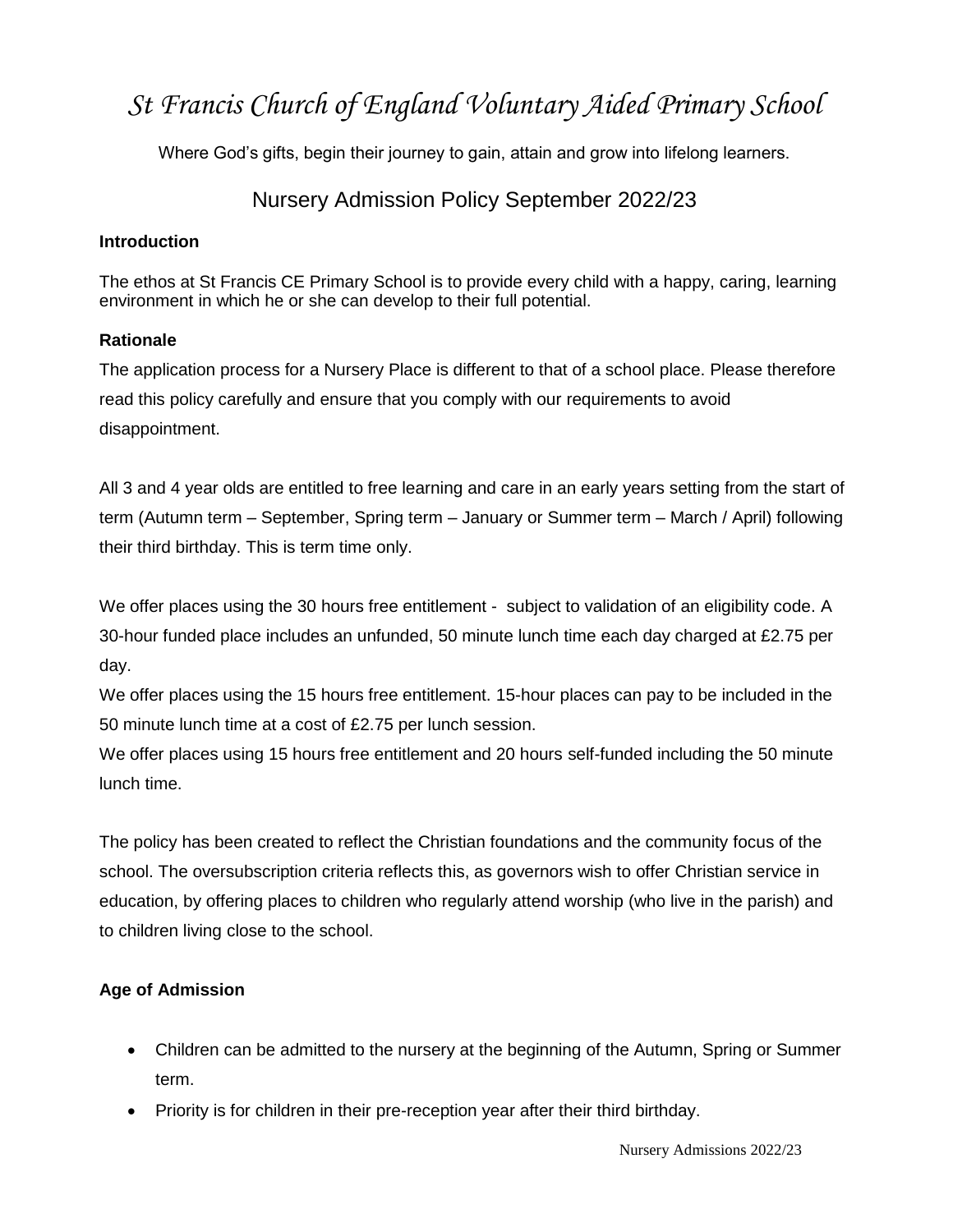# *St Francis Church of England Voluntary Aided Primary School*

Where God's gifts, begin their journey to gain, attain and grow into lifelong learners.

## Nursery Admission Policy September 2022/23

### Introduction

The ethos at St Francis CE Primary School is to provide every child with a happy, caring, learning environment in which he or she can develop to their full potential.

### Rationale

The application process for a Nursery Place is different to that of a school place. Please therefore read this policy carefully and ensure that you comply with our requirements to avoid disappointment.

All 3 and 4 year olds are entitled to free learning and care in an early years setting from the start of term (Autumn term – September, Spring term – January or Summer term – March / April) following their third birthday. This is term time only.

We offer places using the 30 hours free entitlement - subject to validation of an eligibility code. A 30-hour funded place includes an unfunded, 50 minute lunch time each day charged at £2.75 per day.
We offer places using the 15 hours free entitlement. 15-hour places can pay to be included in the 50 minute lunch time at a cost of £2.75 per lunch session.
We offer places using 15 hours free entitlement and 20 hours self-funded including the 50 minute lunch time.

The policy has been created to reflect the Christian foundations and the community focus of the school. The oversubscription criteria reflects this, as governors wish to offer Christian service in education, by offering places to children who regularly attend worship (who live in the parish) and to children living close to the school.

### Age of Admission

- Children can be admitted to the nursery at the beginning of the Autumn, Spring or Summer term.
- Priority is for children in their pre-reception year after their third birthday.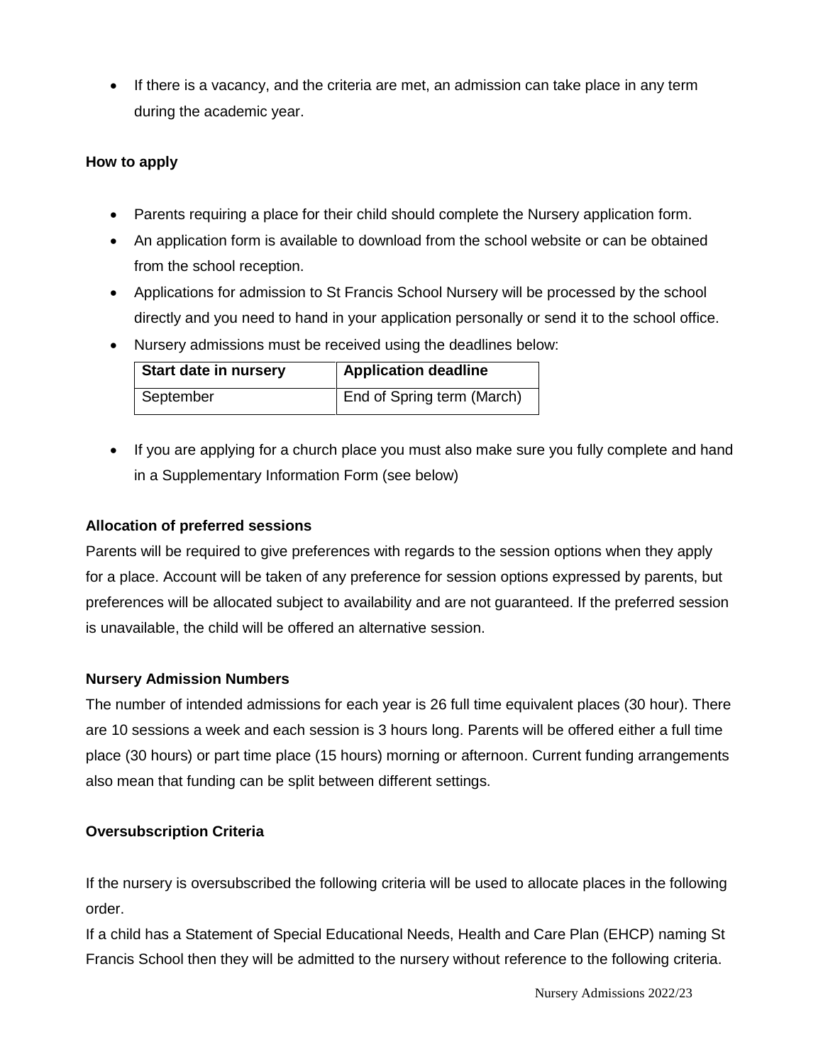- If there is a vacancy, and the criteria are met, an admission can take place in any term during the academic year.

**How to apply**

- Parents requiring a place for their child should complete the Nursery application form.
- An application form is available to download from the school website or can be obtained from the school reception.
- Applications for admission to St Francis School Nursery will be processed by the school directly and you need to hand in your application personally or send it to the school office.
- Nursery admissions must be received using the deadlines below:

| Start date in nursery | Application deadline |
|---|---|
| September | End of Spring term (March) |

- If you are applying for a church place you must also make sure you fully complete and hand in a Supplementary Information Form (see below)

**Allocation of preferred sessions**

Parents will be required to give preferences with regards to the session options when they apply for a place. Account will be taken of any preference for session options expressed by parents, but preferences will be allocated subject to availability and are not guaranteed. If the preferred session is unavailable, the child will be offered an alternative session.

**Nursery Admission Numbers**

The number of intended admissions for each year is 26 full time equivalent places (30 hour). There are 10 sessions a week and each session is 3 hours long. Parents will be offered either a full time place (30 hours) or part time place (15 hours) morning or afternoon. Current funding arrangements also mean that funding can be split between different settings.

**Oversubscription Criteria**

If the nursery is oversubscribed the following criteria will be used to allocate places in the following order.

If a child has a Statement of Special Educational Needs, Health and Care Plan (EHCP) naming St Francis School then they will be admitted to the nursery without reference to the following criteria.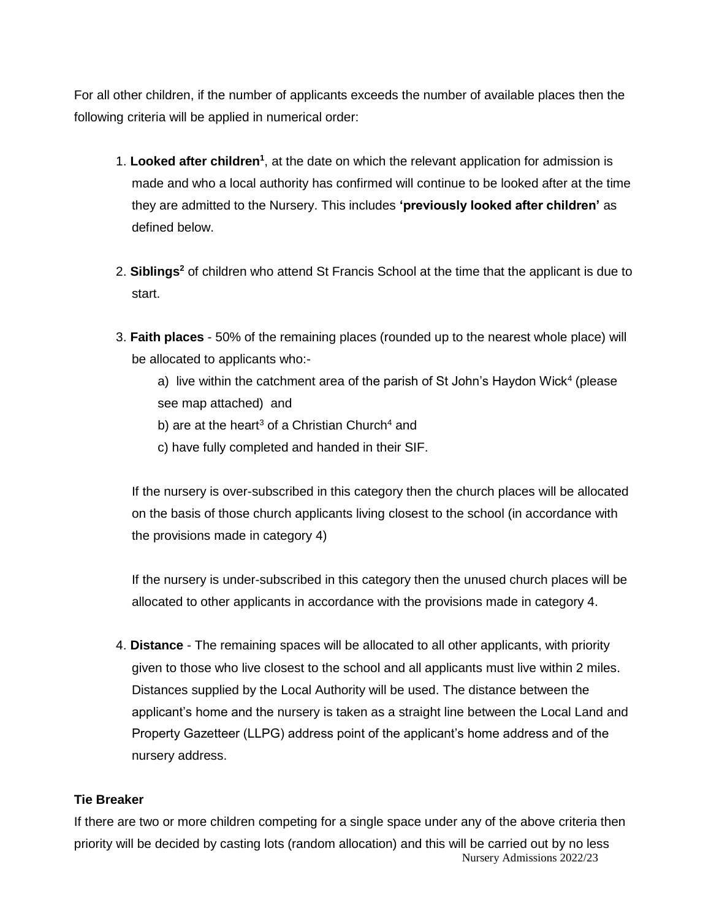For all other children, if the number of applicants exceeds the number of available places then the following criteria will be applied in numerical order:

1. **Looked after children**[1], at the date on which the relevant application for admission is made and who a local authority has confirmed will continue to be looked after at the time they are admitted to the Nursery. This includes **'previously looked after children'** as defined below.

2. **Siblings**[2] of children who attend St Francis School at the time that the applicant is due to start.

3. **Faith places** - 50% of the remaining places (rounded up to the nearest whole place) will be allocated to applicants who:-

   a) live within the catchment area of the parish of St John's Haydon Wick[4] (please see map attached) and

   b) are at the heart[3] of a Christian Church[4] and

   c) have fully completed and handed in their SIF.

   If the nursery is over-subscribed in this category then the church places will be allocated on the basis of those church applicants living closest to the school (in accordance with the provisions made in category 4)

   If the nursery is under-subscribed in this category then the unused church places will be allocated to other applicants in accordance with the provisions made in category 4.

4. **Distance** - The remaining spaces will be allocated to all other applicants, with priority given to those who live closest to the school and all applicants must live within 2 miles. Distances supplied by the Local Authority will be used. The distance between the applicant's home and the nursery is taken as a straight line between the Local Land and Property Gazetteer (LLPG) address point of the applicant's home address and of the nursery address.

**Tie Breaker**

If there are two or more children competing for a single space under any of the above criteria then priority will be decided by casting lots (random allocation) and this will be carried out by no less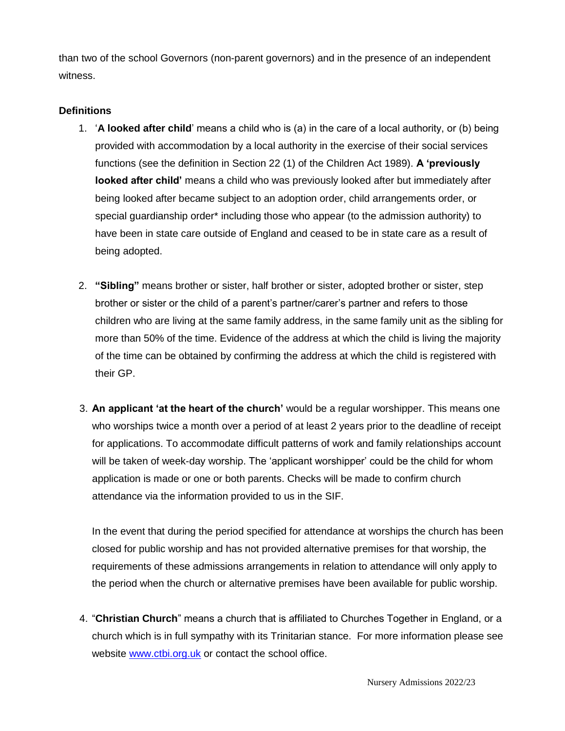than two of the school Governors (non-parent governors) and in the presence of an independent witness.

**Definitions**

1. '**A looked after child**' means a child who is (a) in the care of a local authority, or (b) being provided with accommodation by a local authority in the exercise of their social services functions (see the definition in Section 22 (1) of the Children Act 1989). **A 'previously looked after child'** means a child who was previously looked after but immediately after being looked after became subject to an adoption order, child arrangements order, or special guardianship order* including those who appear (to the admission authority) to have been in state care outside of England and ceased to be in state care as a result of being adopted.

2. **"Sibling"** means brother or sister, half brother or sister, adopted brother or sister, step brother or sister or the child of a parent's partner/carer's partner and refers to those children who are living at the same family address, in the same family unit as the sibling for more than 50% of the time. Evidence of the address at which the child is living the majority of the time can be obtained by confirming the address at which the child is registered with their GP.

3. **An applicant 'at the heart of the church'** would be a regular worshipper. This means one who worships twice a month over a period of at least 2 years prior to the deadline of receipt for applications. To accommodate difficult patterns of work and family relationships account will be taken of week-day worship. The 'applicant worshipper' could be the child for whom application is made or one or both parents. Checks will be made to confirm church attendance via the information provided to us in the SIF.

   In the event that during the period specified for attendance at worships the church has been closed for public worship and has not provided alternative premises for that worship, the requirements of these admissions arrangements in relation to attendance will only apply to the period when the church or alternative premises have been available for public worship.

4. "**Christian Church**" means a church that is affiliated to Churches Together in England, or a church which is in full sympathy with its Trinitarian stance. For more information please see website [www.ctbi.org.uk](http://www.ctbi.org.uk) or contact the school office.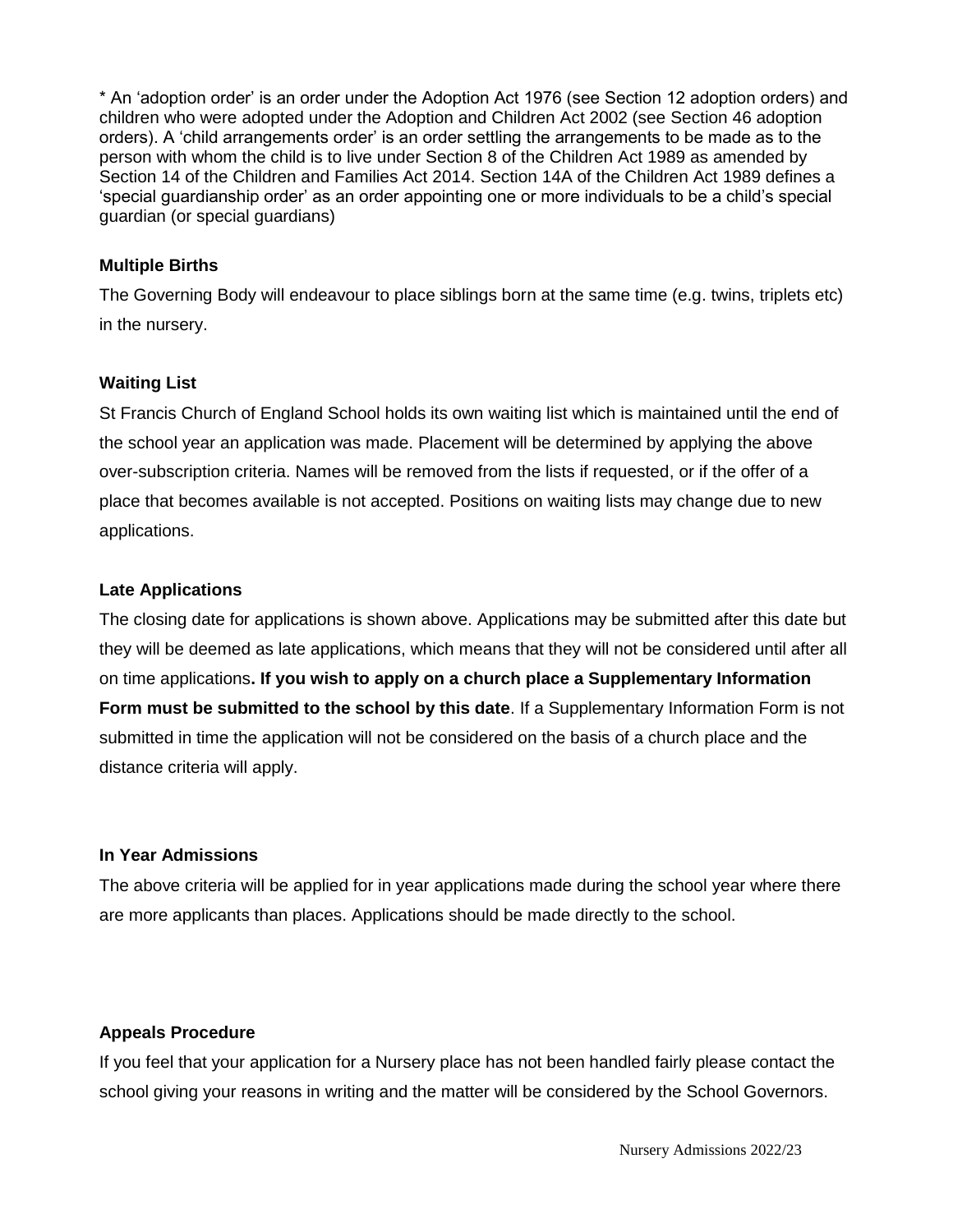* An ‘adoption order’ is an order under the Adoption Act 1976 (see Section 12 adoption orders) and children who were adopted under the Adoption and Children Act 2002 (see Section 46 adoption orders). A ‘child arrangements order’ is an order settling the arrangements to be made as to the person with whom the child is to live under Section 8 of the Children Act 1989 as amended by Section 14 of the Children and Families Act 2014. Section 14A of the Children Act 1989 defines a ‘special guardianship order’ as an order appointing one or more individuals to be a child’s special guardian (or special guardians)

**Multiple Births**

The Governing Body will endeavour to place siblings born at the same time (e.g. twins, triplets etc) in the nursery.

**Waiting List**

St Francis Church of England School holds its own waiting list which is maintained until the end of the school year an application was made. Placement will be determined by applying the above over-subscription criteria. Names will be removed from the lists if requested, or if the offer of a place that becomes available is not accepted. Positions on waiting lists may change due to new applications.

**Late Applications**

The closing date for applications is shown above. Applications may be submitted after this date but they will be deemed as late applications, which means that they will not be considered until after all on time applications**. If you wish to apply on a church place a Supplementary Information Form must be submitted to the school by this date**. If a Supplementary Information Form is not submitted in time the application will not be considered on the basis of a church place and the distance criteria will apply.

**In Year Admissions**

The above criteria will be applied for in year applications made during the school year where there are more applicants than places. Applications should be made directly to the school.

**Appeals Procedure**

If you feel that your application for a Nursery place has not been handled fairly please contact the school giving your reasons in writing and the matter will be considered by the School Governors.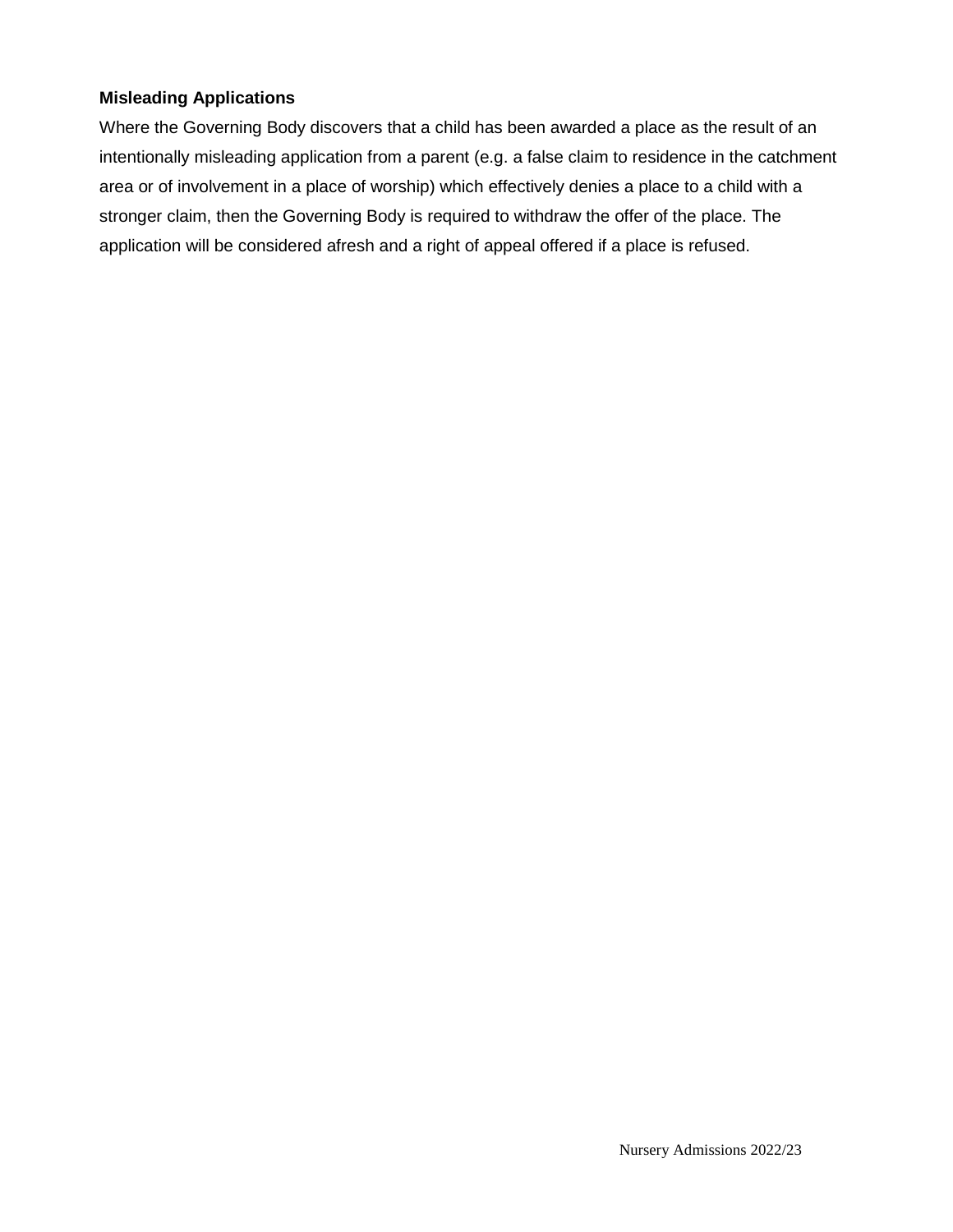**Misleading Applications**

Where the Governing Body discovers that a child has been awarded a place as the result of an intentionally misleading application from a parent (e.g. a false claim to residence in the catchment area or of involvement in a place of worship) which effectively denies a place to a child with a stronger claim, then the Governing Body is required to withdraw the offer of the place. The application will be considered afresh and a right of appeal offered if a place is refused.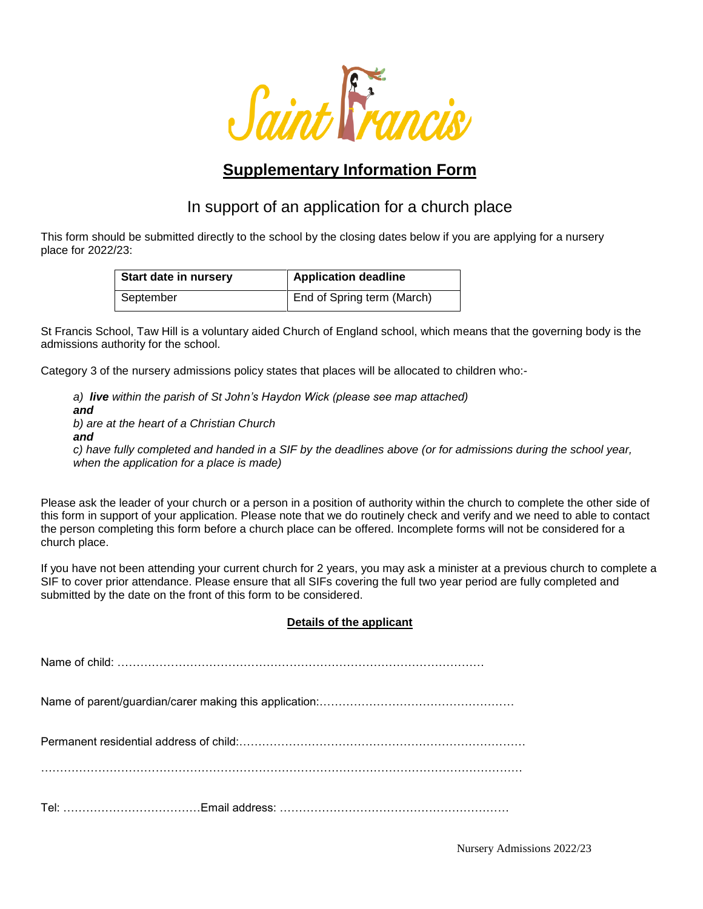# Saint Francis

## Supplementary Information Form

In support of an application for a church place

This form should be submitted directly to the school by the closing dates below if you are applying for a nursery place for 2022/23:

| Start date in nursery | Application deadline |
|---|---|
| September | End of Spring term (March) |

St Francis School, Taw Hill is a voluntary aided Church of England school, which means that the governing body is the admissions authority for the school.

Category 3 of the nursery admissions policy states that places will be allocated to children who:-

*a) **live** within the parish of St John's Haydon Wick (please see map attached)*
***and***
*b) are at the heart of a Christian Church*
***and***
*c) have fully completed and handed in a SIF by the deadlines above (or for admissions during the school year, when the application for a place is made)*

Please ask the leader of your church or a person in a position of authority within the church to complete the other side of this form in support of your application. Please note that we do routinely check and verify and we need to able to contact the person completing this form before a church place can be offered. Incomplete forms will not be considered for a church place.

If you have not been attending your current church for 2 years, you may ask a minister at a previous church to complete a SIF to cover prior attendance. Please ensure that all SIFs covering the full two year period are fully completed and submitted by the date on the front of this form to be considered.

**Details of the applicant**

Name of child: ………………………………………………………………………………………

Name of parent/guardian/carer making this application:……………………………………………

Permanent residential address of child:…………………………………………………………………

………………………………………………………………………………………………………………

Tel: ………………………………Email address: ……………………………………………………

Nursery Admissions 2022/23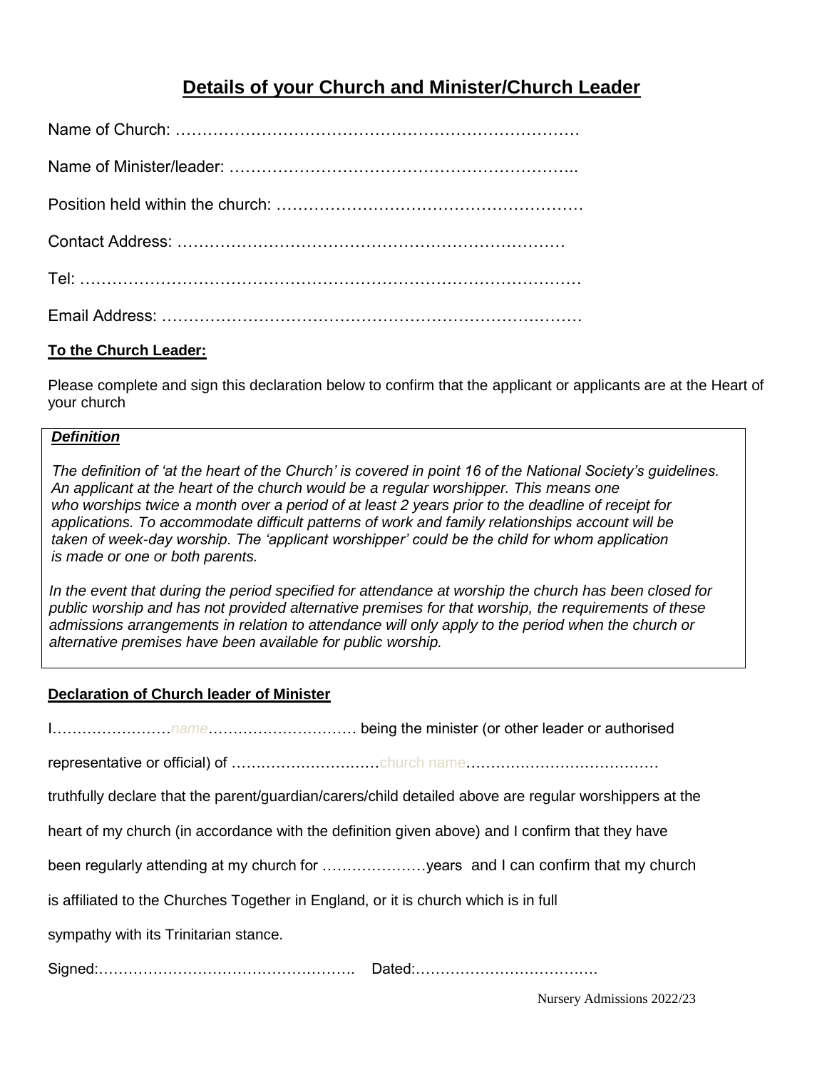## Details of your Church and Minister/Church Leader

Name of Church: …………………………………………………………………

Name of Minister/leader: ………………………………………………………..

Position held within the church: …………………………………………………

Contact Address: ………………………………………………………………

Tel: ………………………………………………………………………………

Email Address: …………………………………………………………………

**To the Church Leader:**

Please complete and sign this declaration below to confirm that the applicant or applicants are at the Heart of your church

***Definition***

*The definition of 'at the heart of the Church' is covered in point 16 of the National Society's guidelines. An applicant at the heart of the church would be a regular worshipper. This means one who worships twice a month over a period of at least 2 years prior to the deadline of receipt for applications. To accommodate difficult patterns of work and family relationships account will be taken of week-day worship. The 'applicant worshipper' could be the child for whom application is made or one or both parents.*

*In the event that during the period specified for attendance at worship the church has been closed for public worship and has not provided alternative premises for that worship, the requirements of these admissions arrangements in relation to attendance will only apply to the period when the church or alternative premises have been available for public worship.*

**Declaration of Church leader of Minister**

I……………………*name*………………………… being the minister (or other leader or authorised representative or official) of …………………………church name………………………………… truthfully declare that the parent/guardian/carers/child detailed above are regular worshippers at the heart of my church (in accordance with the definition given above) and I confirm that they have been regularly attending at my church for …………………years and I can confirm that my church is affiliated to the Churches Together in England, or it is church which is in full sympathy with its Trinitarian stance.

Signed:……………………………………………. Dated:………………………………

Nursery Admissions 2022/23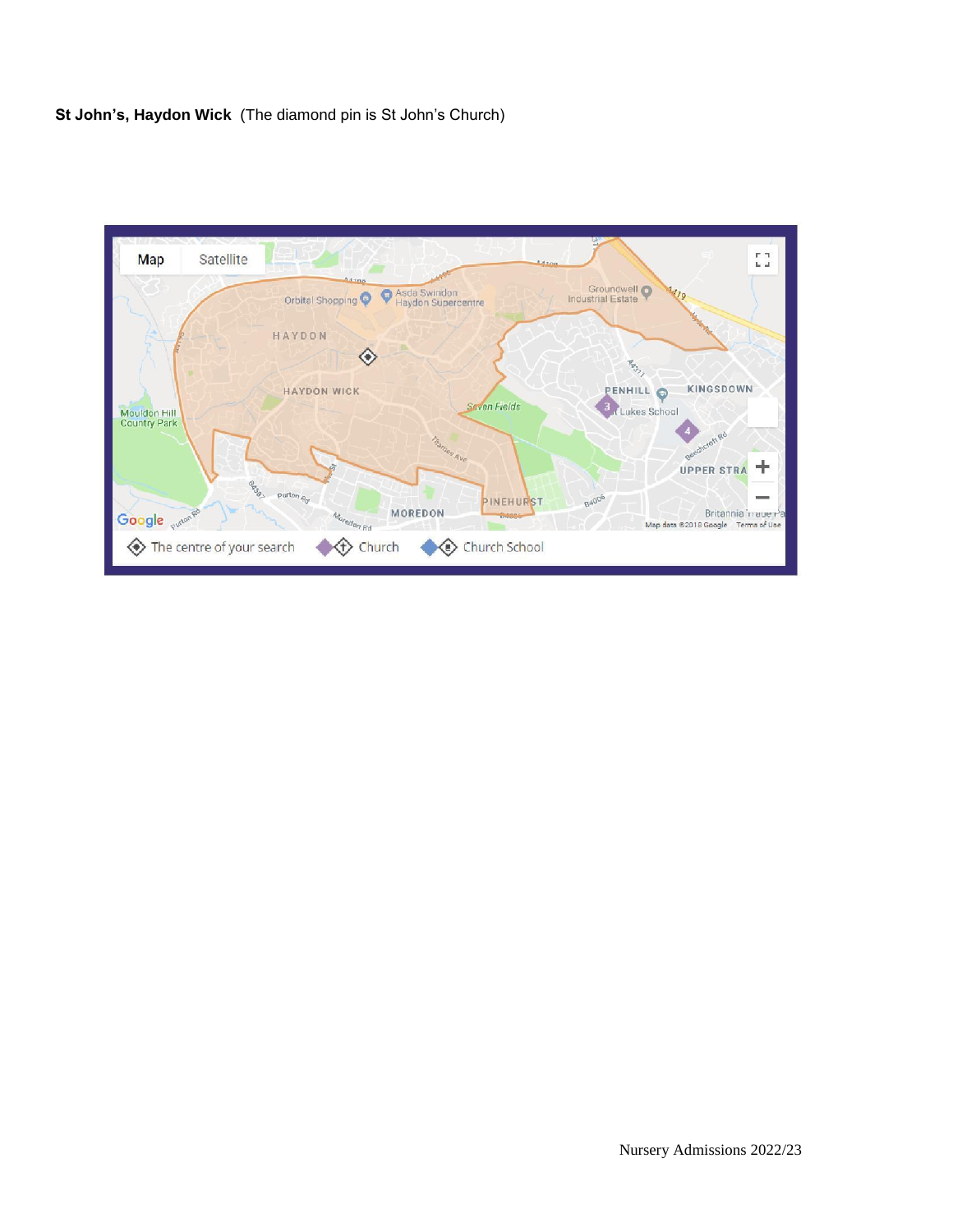**St John's, Haydon Wick** (The diamond pin is St John's Church)

Map
Satellite
Orbital Shopping
Asda Swindon Haydon Supercentre
Groundwell Industrial Estate
HAYDON
HAYDON WICK
Mouldon Hill Country Park
Seven Fields
PENHILL
KINGSDOWN
St Lukes School
UPPER STRA
PINEHURST
MOREDON
Britannia Trade Pa
Map data ©2018 Google Terms of Use

The centre of your search
Church
Church School